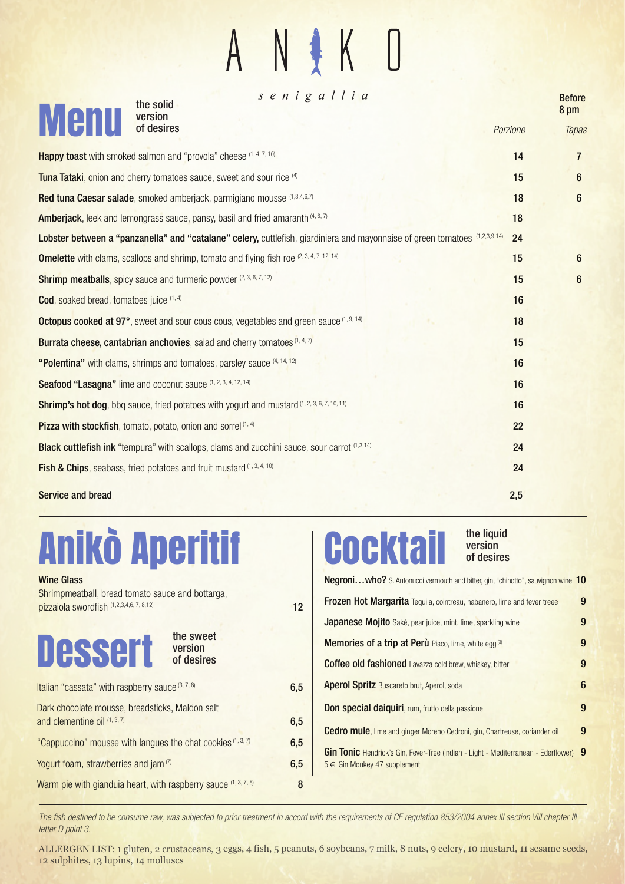# ANIKO

*senigallia*

## Menu the solid version of desires

| | Porzione | Before 8 pm Tapas |
|---|---|---|
| **Happy toast** with smoked salmon and "provola" cheese (1, 4, 7, 10) | 14 | 7 |
| **Tuna Tataki**, onion and cherry tomatoes sauce, sweet and sour rice (4) | 15 | 6 |
| **Red tuna Caesar salade**, smoked amberjack, parmigiano mousse (1,3,4,6,7) | 18 | 6 |
| **Amberjack**, leek and lemongrass sauce, pansy, basil and fried amaranth (4, 6, 7) | 18 | |
| **Lobster between a "panzanella" and "catalane" celery,** cuttlefish, giardiniera and mayonnaise of green tomatoes (1,2,3,9,14) | 24 | |
| **Omelette** with clams, scallops and shrimp, tomato and flying fish roe (2, 3, 4, 7, 12, 14) | 15 | 6 |
| **Shrimp meatballs**, spicy sauce and turmeric powder (2, 3, 6, 7, 12) | 15 | 6 |
| **Cod**, soaked bread, tomatoes juice (1, 4) | 16 | |
| **Octopus cooked at 97°**, sweet and sour cous cous, vegetables and green sauce (1, 9, 14) | 18 | |
| **Burrata cheese, cantabrian anchovies**, salad and cherry tomatoes (1, 4, 7) | 15 | |
| **"Polentina"** with clams, shrimps and tomatoes, parsley sauce (4, 14, 12) | 16 | |
| **Seafood "Lasagna"** lime and coconut sauce (1, 2, 3, 4, 12, 14) | 16 | |
| **Shrimp's hot dog**, bbq sauce, fried potatoes with yogurt and mustard (1, 2, 3, 6, 7, 10, 11) | 16 | |
| **Pizza with stockfish**, tomato, potato, onion and sorrel (1, 4) | 22 | |
| **Black cuttlefish ink** "tempura" with scallops, clams and zucchini sauce, sour carrot (1,3,14) | 24 | |
| **Fish & Chips**, seabass, fried potatoes and fruit mustard (1, 3, 4, 10) | 24 | |
| **Service and bread** | 2,5 | |

## Anikò Aperitif

**Wine Glass**
Shrimpmeatball, bread tomato sauce and bottarga, pizzaiola swordfish (1,2,3,4,6, 7, 8,12) — 12

## Dessert the sweet version of desires

| | |
|---|---|
| Italian "cassata" with raspberry sauce (3, 7, 8) | 6,5 |
| Dark chocolate mousse, breadsticks, Maldon salt and clementine oil (1, 3, 7) | 6,5 |
| "Cappuccino" mousse with langues the chat cookies (1, 3, 7) | 6,5 |
| Yogurt foam, strawberries and jam (7) | 6,5 |
| Warm pie with gianduia heart, with raspberry sauce (1, 3, 7, 8) | 8 |

## Cocktail the liquid version of desires

| | |
|---|---|
| **Negroni…who?** S. Antonucci vermouth and bitter, gin, "chinotto", sauvignon wine | 10 |
| **Frozen Hot Margarita** Tequila, cointreau, habanero, lime and fever treee | 9 |
| **Japanese Mojito** Sakè, pear juice, mint, lime, sparkling wine | 9 |
| **Memories of a trip at Perù** Pisco, lime, white egg (3) | 9 |
| **Coffee old fashioned** Lavazza cold brew, whiskey, bitter | 9 |
| **Aperol Spritz** Buscareto brut, Aperol, soda | 6 |
| **Don special daiquiri**, rum, frutto della passione | 9 |
| **Cedro mule**, lime and ginger Moreno Cedroni, gin, Chartreuse, coriander oil | 9 |
| **Gin Tonic** Hendrick's Gin, Fever-Tree (Indian - Light - Mediterranean - Ederflower) 5 € Gin Monkey 47 supplement | 9 |

*The fish destined to be consume raw, was subjected to prior treatment in accord with the requirements of CE regulation 853/2004 annex III section VIII chapter III letter D point 3.*

ALLERGEN LIST: 1 gluten, 2 crustaceans, 3 eggs, 4 fish, 5 peanuts, 6 soybeans, 7 milk, 8 nuts, 9 celery, 10 mustard, 11 sesame seeds, 12 sulphites, 13 lupins, 14 molluscs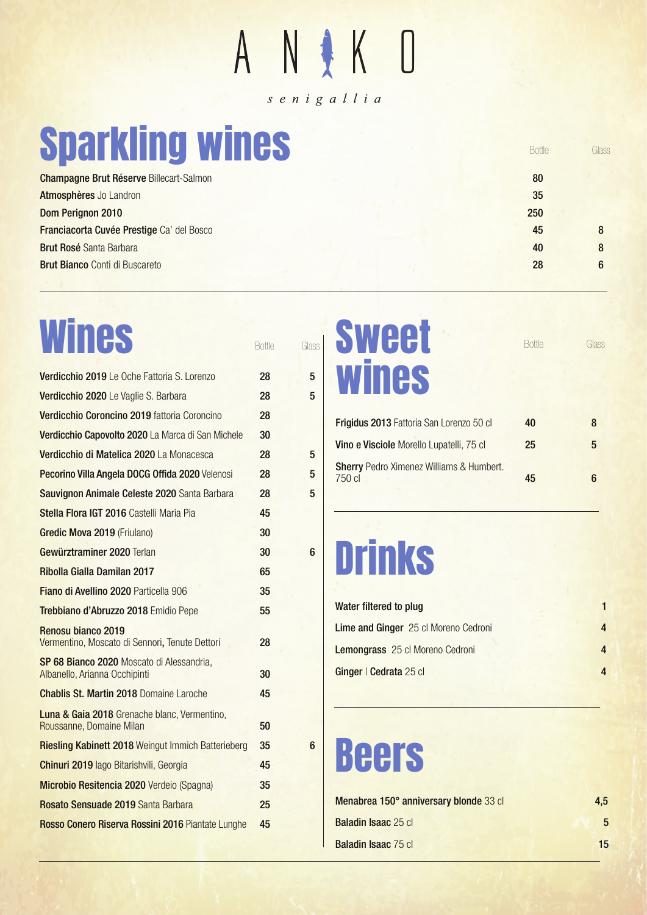# ANKO

*senigallia*

## Sparkling wines

| | Bottle | Glass |
|---|---|---|
| **Champagne Brut Réserve** Billecart-Salmon | 80 | |
| **Atmosphères** Jo Landron | 35 | |
| **Dom Perignon 2010** | 250 | |
| **Franciacorta Cuvée Prestige** Ca' del Bosco | 45 | 8 |
| **Brut Rosé** Santa Barbara | 40 | 8 |
| **Brut Bianco** Conti di Buscareto | 28 | 6 |

## Wines

| | Bottle | Glass |
|---|---|---|
| **Verdicchio 2019** Le Oche Fattoria S. Lorenzo | 28 | 5 |
| **Verdicchio 2020** Le Vaglie S. Barbara | 28 | 5 |
| **Verdicchio Coroncino 2019** fattoria Coroncino | 28 | |
| **Verdicchio Capovolto 2020** La Marca di San Michele | 30 | |
| **Verdicchio di Matelica 2020** La Monacesca | 28 | 5 |
| **Pecorino Villa Angela DOCG Offida 2020** Velenosi | 28 | 5 |
| **Sauvignon Animale Celeste 2020** Santa Barbara | 28 | 5 |
| **Stella Flora IGT 2016** Castelli Maria Pia | 45 | |
| **Gredic Mova 2019** (Friulano) | 30 | |
| **Gewürztraminer 2020** Terlan | 30 | 6 |
| **Ribolla Gialla Damilan 2017** | 65 | |
| **Fiano di Avellino 2020** Particella 906 | 35 | |
| **Trebbiano d'Abruzzo 2018** Emidio Pepe | 55 | |
| **Renosu bianco 2019** Vermentino, Moscato di Sennori, Tenute Dettori | 28 | |
| **SP 68 Bianco 2020** Moscato di Alessandria, Albanello, Arianna Occhipinti | 30 | |
| **Chablis St. Martin 2018** Domaine Laroche | 45 | |
| **Luna & Gaia 2018** Grenache blanc, Vermentino, Roussanne, Domaine Milan | 50 | |
| **Riesling Kabinett 2018** Weingut Immich Batterieberg | 35 | 6 |
| **Chinuri 2019** Iago Bitarishvili, Georgia | 45 | |
| **Microbio Resitencia 2020** Verdeio (Spagna) | 35 | |
| **Rosato Sensuade 2019** Santa Barbara | 25 | |
| **Rosso Conero Riserva Rossini 2016** Piantate Lunghe | 45 | |

## Sweet wines

| | Bottle | Glass |
|---|---|---|
| **Frigidus 2013** Fattoria San Lorenzo 50 cl | 40 | 8 |
| **Vino e Visciole** Morello Lupatelli, 75 cl | 25 | 5 |
| **Sherry** Pedro Ximenez Williams & Humbert. 750 cl | 45 | 6 |

## Drinks

| | |
|---|---|
| **Water filtered to plug** | 1 |
| **Lime and Ginger** 25 cl Moreno Cedroni | 4 |
| **Lemongrass** 25 cl Moreno Cedroni | 4 |
| **Ginger** I **Cedrata** 25 cl | 4 |

## Beers

| | |
|---|---|
| **Menabrea 150° anniversary blonde** 33 cl | 4,5 |
| **Baladin Isaac** 25 cl | 5 |
| **Baladin Isaac** 75 cl | 15 |